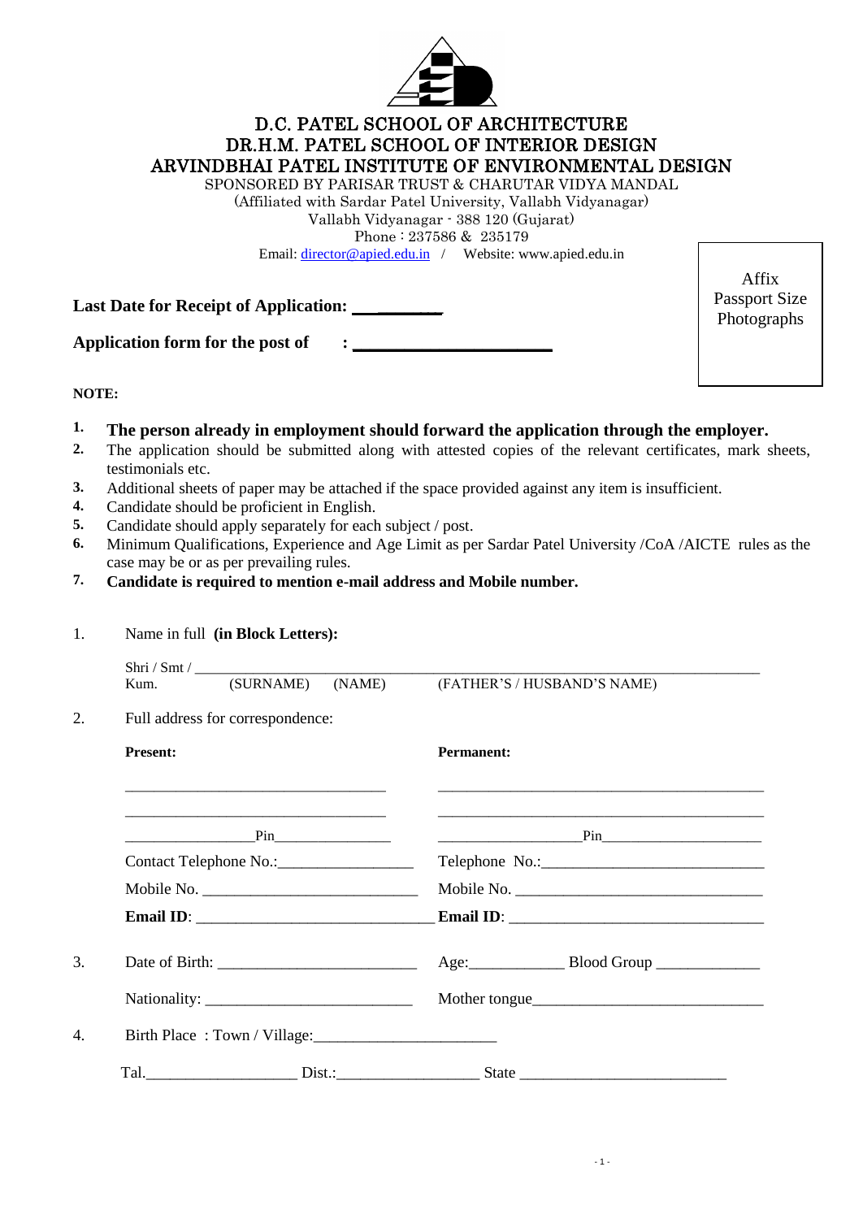# D.C. PATEL SCHOOL OF ARCHITECTURE
# DR.H.M. PATEL SCHOOL OF INTERIOR DESIGN
# ARVINDBHAI PATEL INSTITUTE OF ENVIRONMENTAL DESIGN

SPONSORED BY PARISAR TRUST & CHARUTAR VIDYA MANDAL
(Affiliated with Sardar Patel University, Vallabh Vidyanagar)
Vallabh Vidyanagar - 388 120 (Gujarat)
Phone : 237586 & 235179
Email: director@apied.edu.in / Website: www.apied.edu.in

Affix Passport Size Photographs

**Last Date for Receipt of Application: ________**

**Application form for the post of : ____________________**

**NOTE:**

1. **The person already in employment should forward the application through the employer.**
2. The application should be submitted along with attested copies of the relevant certificates, mark sheets, testimonials etc.
3. Additional sheets of paper may be attached if the space provided against any item is insufficient.
4. Candidate should be proficient in English.
5. Candidate should apply separately for each subject / post.
6. Minimum Qualifications, Experience and Age Limit as per Sardar Patel University /CoA /AICTE rules as the case may be or as per prevailing rules.
7. **Candidate is required to mention e-mail address and Mobile number.**

1. Name in full **(in Block Letters):**

   Shri / Smt / Kum. ____________________________________________
   (SURNAME) (NAME) (FATHER'S / HUSBAND'S NAME)

2. Full address for correspondence:

| **Present:** | **Permanent:** |
|---|---|
| ______________________________ | ______________________________ |
| ______________________________ | ______________________________ |
| ______________Pin______________ | ______________Pin______________ |
| Contact Telephone No.:________________ | Telephone No.:________________ |
| Mobile No. ________________ | Mobile No. ________________ |
| **Email ID**: ________________ | **Email ID**: ________________ |

3. Date of Birth: ________________ Age:__________ Blood Group ____________

   Nationality: ________________ Mother tongue________________

4. Birth Place : Town / Village:____________________

   Tal.________________ Dist.:________________ State ________________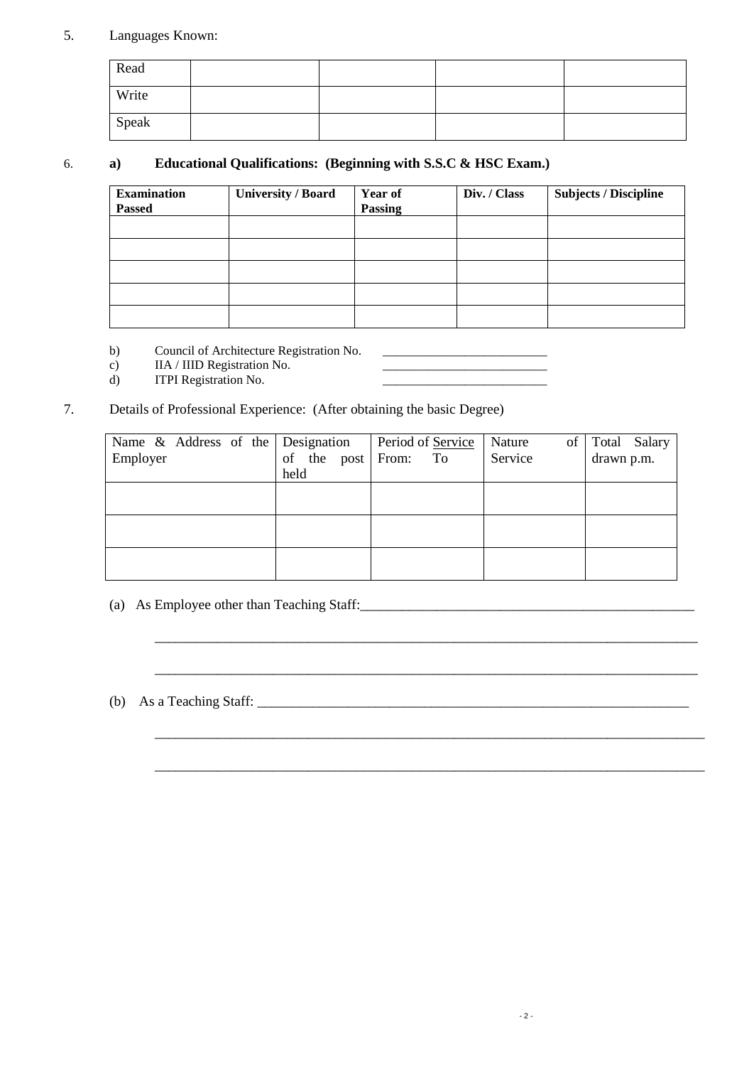5. Languages Known:

| Read | | | | |
|---|---|---|---|---|
| Write | | | | |
| Speak | | | | |

6. **a) Educational Qualifications: (Beginning with S.S.C & HSC Exam.)**

| **Examination Passed** | **University / Board** | **Year of Passing** | **Div. / Class** | **Subjects / Discipline** |
|---|---|---|---|---|
| | | | | |
| | | | | |
| | | | | |
| | | | | |
| | | | | |

b) Council of Architecture Registration No. _________________________

c) IIA / IIID Registration No. _________________________

d) ITPI Registration No. _________________________

7. Details of Professional Experience: (After obtaining the basic Degree)

| Name & Address of the Employer | Designation of the post held | Period of Service From: To | Nature of Service | Total Salary drawn p.m. |
|---|---|---|---|---|
| | | | | |
| | | | | |
| | | | | |

(a) As Employee other than Teaching Staff:__________________________________________________

__________________________________________________________________________________

__________________________________________________________________________________

(b) As a Teaching Staff: _________________________________________________________________

__________________________________________________________________________________

__________________________________________________________________________________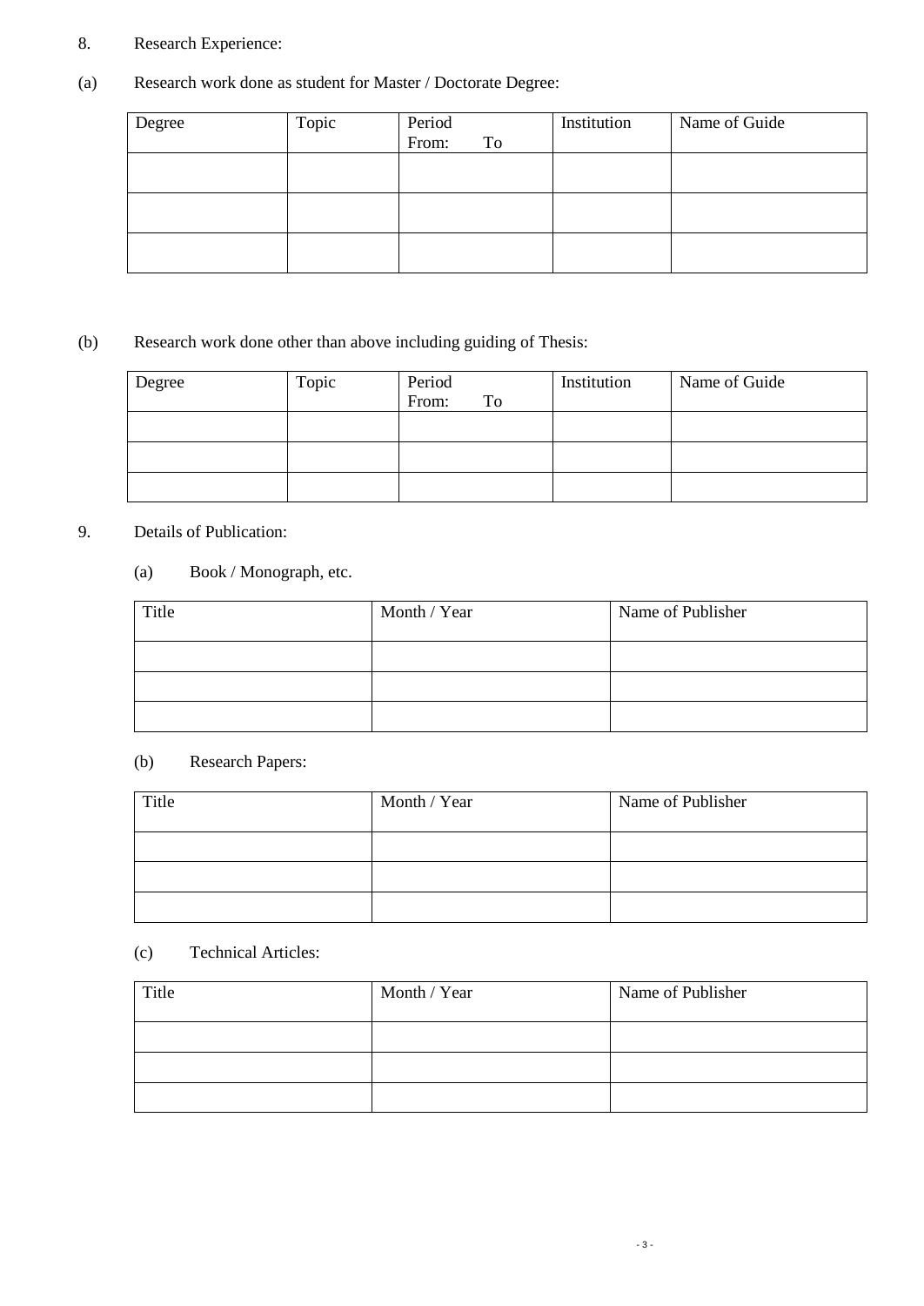8. Research Experience:

(a) Research work done as student for Master / Doctorate Degree:

| Degree | Topic | Period<br>From: To | Institution | Name of Guide |
|---|---|---|---|---|
| | | | | |
| | | | | |
| | | | | |

(b) Research work done other than above including guiding of Thesis:

| Degree | Topic | Period<br>From: To | Institution | Name of Guide |
|---|---|---|---|---|
| | | | | |
| | | | | |
| | | | | |

9. Details of Publication:

(a) Book / Monograph, etc.

| Title | Month / Year | Name of Publisher |
|---|---|---|
| | | |
| | | |
| | | |

(b) Research Papers:

| Title | Month / Year | Name of Publisher |
|---|---|---|
| | | |
| | | |
| | | |

(c) Technical Articles:

| Title | Month / Year | Name of Publisher |
|---|---|---|
| | | |
| | | |
| | | |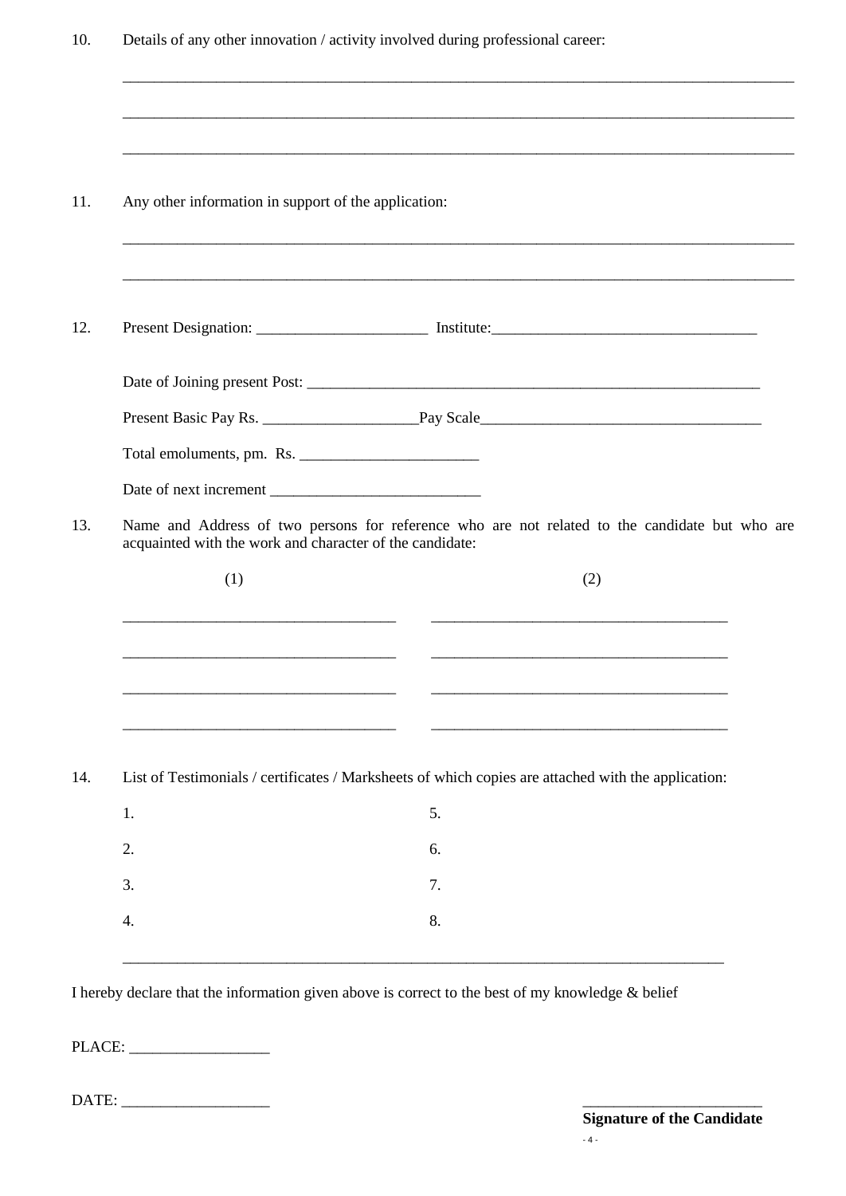10. Details of any other innovation / activity involved during professional career:

_______________________________________________________________________________

_______________________________________________________________________________

_______________________________________________________________________________

11. Any other information in support of the application:

_______________________________________________________________________________

_______________________________________________________________________________

12. Present Designation: ______________________ Institute:___________________________________

Date of Joining present Post: ____________________________________________________________

Present Basic Pay Rs. ____________________Pay Scale_____________________________________

Total emoluments, pm. Rs. _______________________

Date of next increment ___________________________

13. Name and Address of two persons for reference who are not related to the candidate but who are acquainted with the work and character of the candidate:

| (1) | (2) |
|---|---|
| ___________________________________ | ______________________________________ |
| ___________________________________ | ______________________________________ |
| ___________________________________ | ______________________________________ |
| ___________________________________ | ______________________________________ |

14. List of Testimonials / certificates / Marksheets of which copies are attached with the application:

| | |
|---|---|
| 1. | 5. |
| 2. | 6. |
| 3. | 7. |
| 4. | 8. |

_______________________________________________________________________________

I hereby declare that the information given above is correct to the best of my knowledge & belief

PLACE: __________________

DATE: ___________________

_______________________

**Signature of the Candidate**